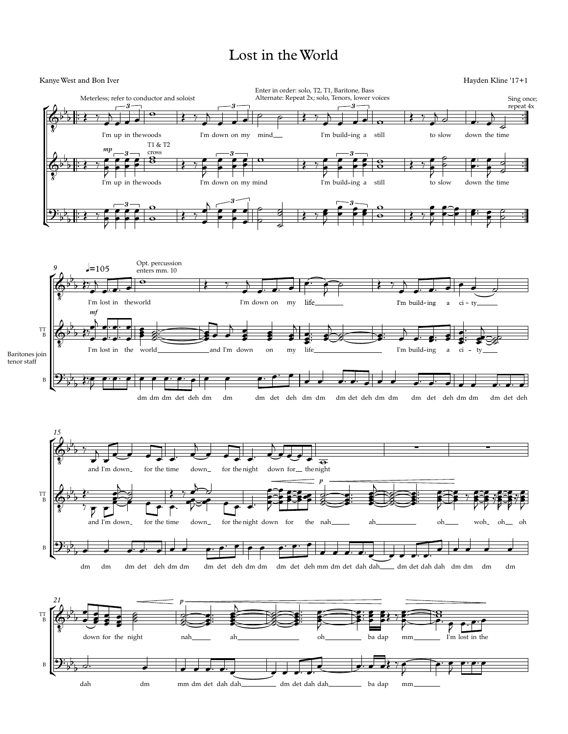# Lost in the World

Kanye West and Bon Iver

Hayden Kline '17+1

Meterless; refer to conductor and soloist

Enter in order: solo, T2, T1, Baritone, Bass
Alternate: Repeat 2x; solo, Tenors, lower voices

Sing once; repeat 4x

I'm up in the woods I'm down on my mind I'm build-ing a still to slow down the time

*mp*

T1 & T2 cross

I'm up in the woods I'm down on my mind I'm build-ing a still to slow down the time

♩=105

Opt. percussion enters mm. 10

I'm lost in the world I'm down on my life I'm build-ing a ci-ty

TT B

*mf*

I'm lost in the world and I'm down on my life I'm build-ing a ci-ty

Baritones join tenor staff

B

dm dm dm det deh dm dm dm det deh dm dm dm det deh dm dm dm det deh dm dm dm det deh

and I'm down for the time down for the night down for the night

*p*

and I'm down for the time down for the night down for the nah ah oh woh oh oh

dm dm dm det deh dm dm dm det deh dm dm dm det deh mm dm det dah dah dm det dah dah dm dm dm dm

*p*

down for the night nah ah oh ba dap mm I'm lost in the

dah dm mm dm det dah dah dm det dah dah ba dap mm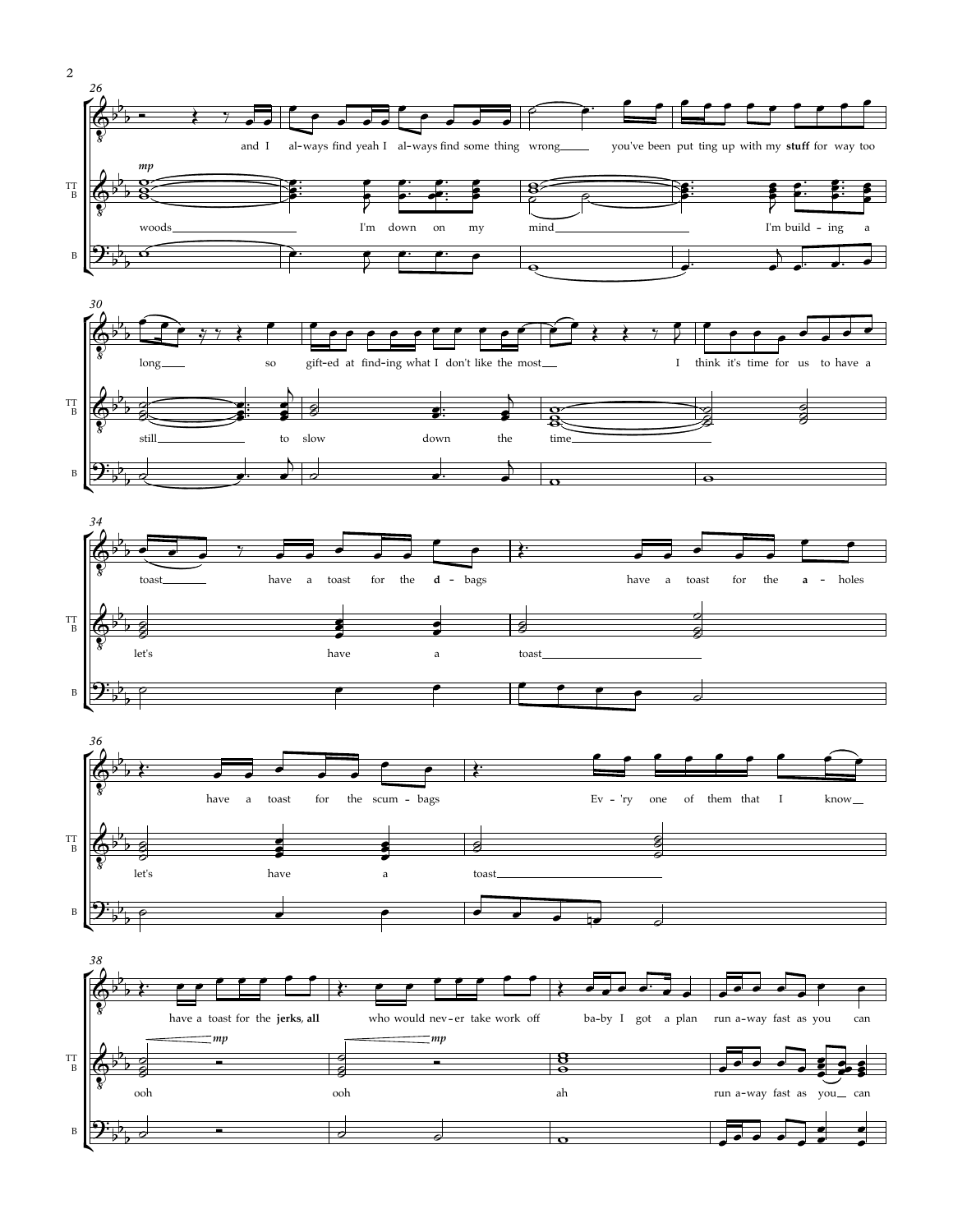26

and I al-ways find yeah I al-ways find some thing wrong___ you've been put ting up with my **stuff** for way too

*mp*

TT B: woods___ I'm down on my mind___ I'm build - ing a

B

30

long___ so gift-ed at find-ing what I don't like the most___ I think it's time for us to have a

TT B: still___ to slow down the time___

B

34

toast___ have a toast for the **d** - bags have a toast for the **a** - holes

TT B: let's have a toast___

B

36

have a toast for the scum - bags Ev - 'ry one of them that I know___

TT B: let's have a toast___

B

38

have a toast for the **jerks**, **all** who would nev - er take work off ba-by I got a plan run a-way fast as you can

*mp* *mp*

TT B: ooh ooh ah run a-way fast as you___ can

B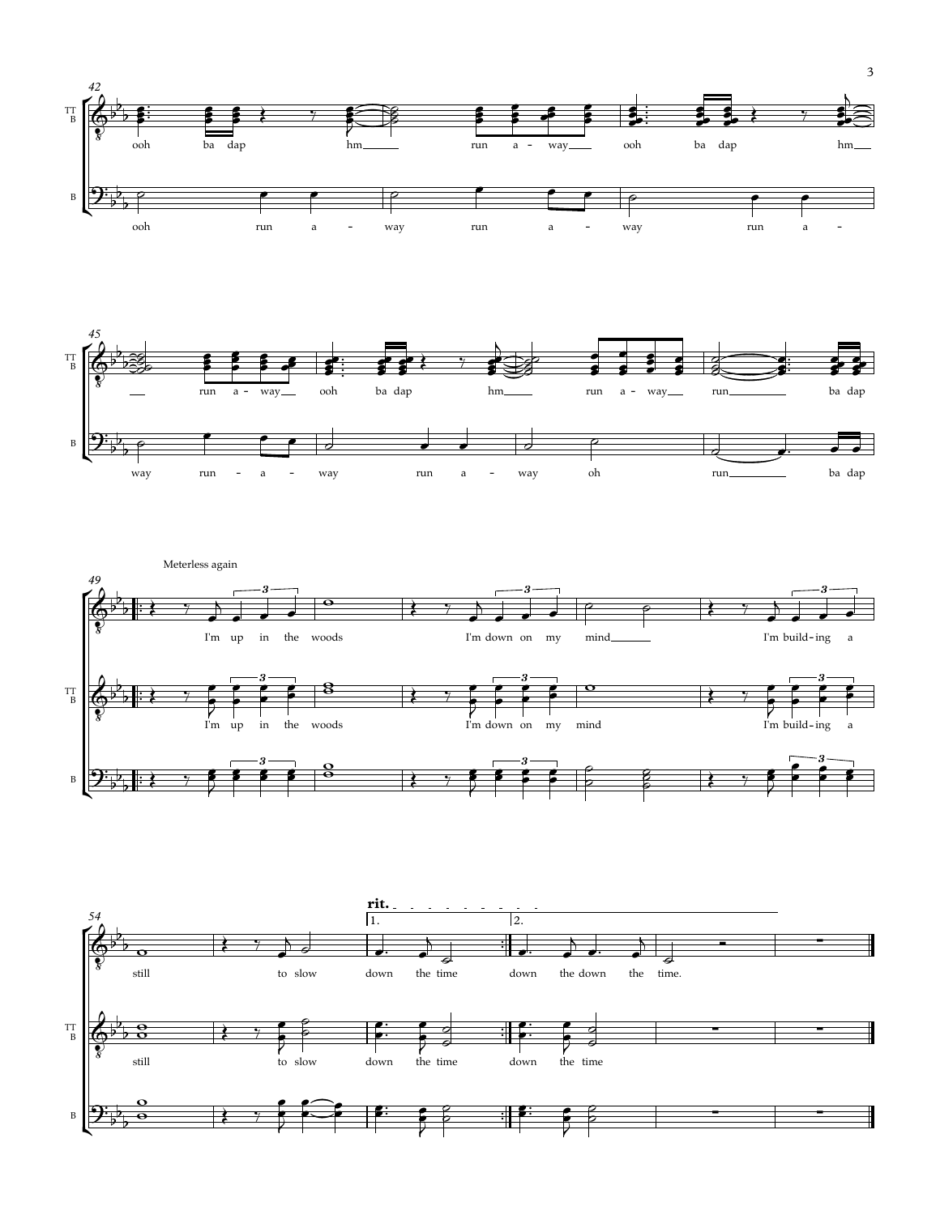Meterless again

rit.